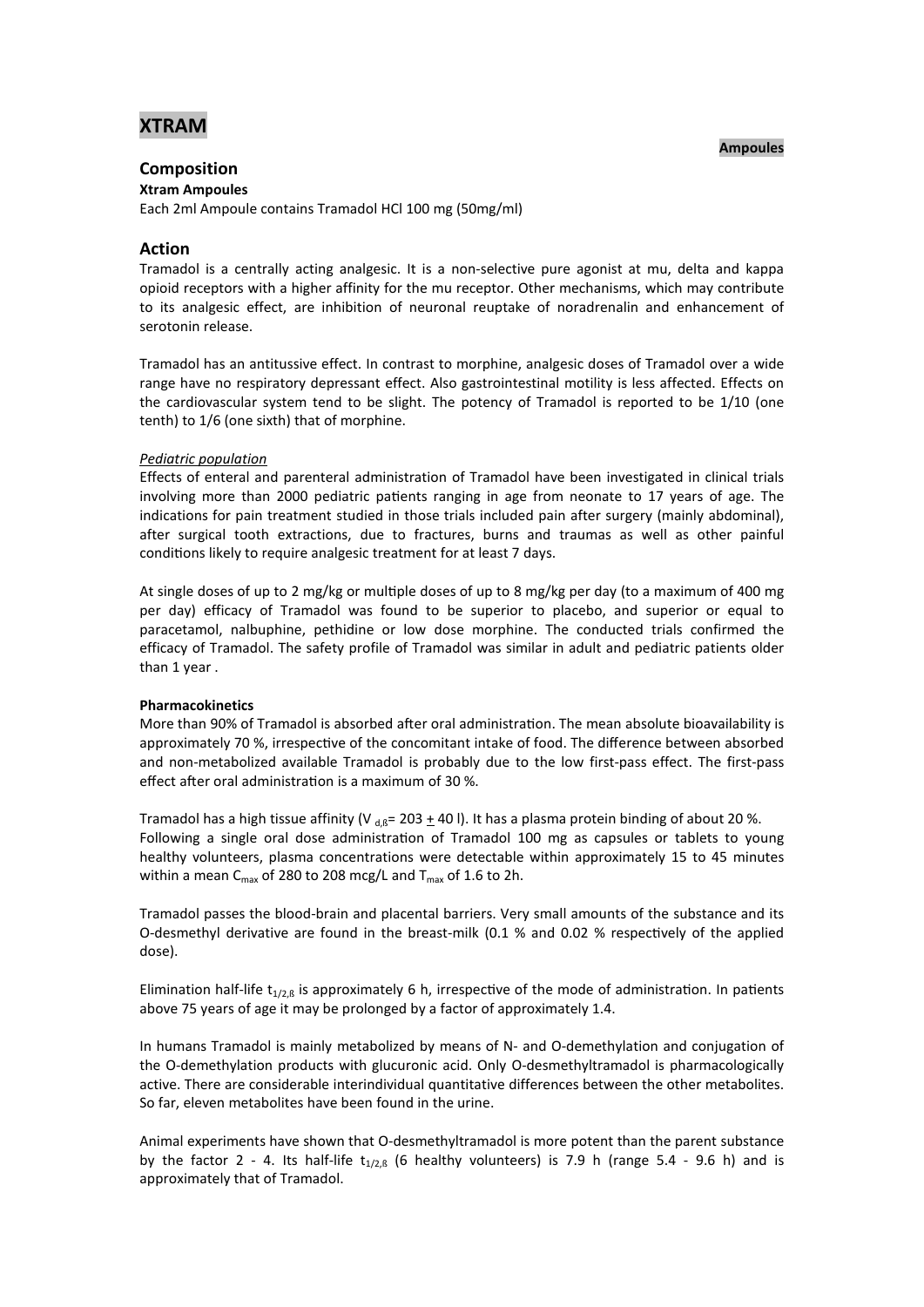# XTRAM

**Ampoules**

## Composition

**Xtram Ampoules**

Each 2ml Ampoule contains Tramadol HCl 100 mg (50mg/ml)

## Action

Tramadol is a centrally acting analgesic. It is a non-selective pure agonist at mu, delta and kappa opioid receptors with a higher affinity for the mu receptor. Other mechanisms, which may contribute to its analgesic effect, are inhibition of neuronal reuptake of noradrenalin and enhancement of serotonin release.

Tramadol has an antitussive effect. In contrast to morphine, analgesic doses of Tramadol over a wide range have no respiratory depressant effect. Also gastrointestinal motility is less affected. Effects on the cardiovascular system tend to be slight. The potency of Tramadol is reported to be 1/10 (one tenth) to 1/6 (one sixth) that of morphine.

*Pediatric population*

Effects of enteral and parenteral administration of Tramadol have been investigated in clinical trials involving more than 2000 pediatric patients ranging in age from neonate to 17 years of age. The indications for pain treatment studied in those trials included pain after surgery (mainly abdominal), after surgical tooth extractions, due to fractures, burns and traumas as well as other painful conditions likely to require analgesic treatment for at least 7 days.

At single doses of up to 2 mg/kg or multiple doses of up to 8 mg/kg per day (to a maximum of 400 mg per day) efficacy of Tramadol was found to be superior to placebo, and superior or equal to paracetamol, nalbuphine, pethidine or low dose morphine. The conducted trials confirmed the efficacy of Tramadol. The safety profile of Tramadol was similar in adult and pediatric patients older than 1 year .

**Pharmacokinetics**

More than 90% of Tramadol is absorbed after oral administration. The mean absolute bioavailability is approximately 70 %, irrespective of the concomitant intake of food. The difference between absorbed and non-metabolized available Tramadol is probably due to the low first-pass effect. The first-pass effect after oral administration is a maximum of 30 %.

Tramadol has a high tissue affinity ($V_{d,ß}$= 203 $\pm$ 40 l). It has a plasma protein binding of about 20 %.
Following a single oral dose administration of Tramadol 100 mg as capsules or tablets to young healthy volunteers, plasma concentrations were detectable within approximately 15 to 45 minutes within a mean $C_{max}$ of 280 to 208 mcg/L and $T_{max}$ of 1.6 to 2h.

Tramadol passes the blood-brain and placental barriers. Very small amounts of the substance and its O-desmethyl derivative are found in the breast-milk (0.1 % and 0.02 % respectively of the applied dose).

Elimination half-life $t_{1/2,ß}$ is approximately 6 h, irrespective of the mode of administration. In patients above 75 years of age it may be prolonged by a factor of approximately 1.4.

In humans Tramadol is mainly metabolized by means of N- and O-demethylation and conjugation of the O-demethylation products with glucuronic acid. Only O-desmethyltramadol is pharmacologically active. There are considerable interindividual quantitative differences between the other metabolites. So far, eleven metabolites have been found in the urine.

Animal experiments have shown that O-desmethyltramadol is more potent than the parent substance by the factor 2 - 4. Its half-life $t_{1/2,ß}$ (6 healthy volunteers) is 7.9 h (range 5.4 - 9.6 h) and is approximately that of Tramadol.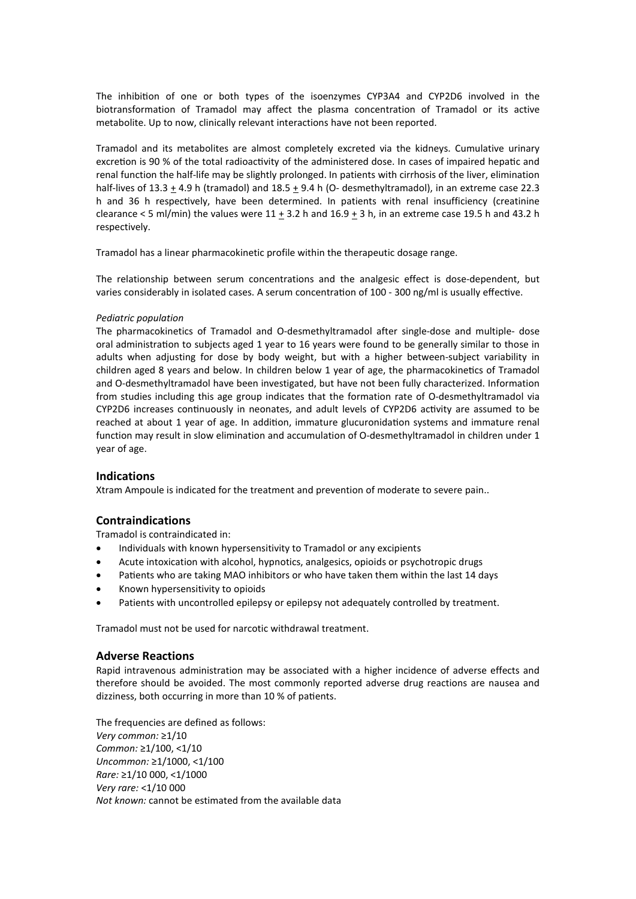The inhibition of one or both types of the isoenzymes CYP3A4 and CYP2D6 involved in the biotransformation of Tramadol may affect the plasma concentration of Tramadol or its active metabolite. Up to now, clinically relevant interactions have not been reported.

Tramadol and its metabolites are almost completely excreted via the kidneys. Cumulative urinary excretion is 90 % of the total radioactivity of the administered dose. In cases of impaired hepatic and renal function the half-life may be slightly prolonged. In patients with cirrhosis of the liver, elimination half-lives of 13.3 $\pm$ 4.9 h (tramadol) and 18.5 $\pm$ 9.4 h (O- desmethyltramadol), in an extreme case 22.3 h and 36 h respectively, have been determined. In patients with renal insufficiency (creatinine clearance < 5 ml/min) the values were 11 $\pm$ 3.2 h and 16.9 $\pm$ 3 h, in an extreme case 19.5 h and 43.2 h respectively.

Tramadol has a linear pharmacokinetic profile within the therapeutic dosage range.

The relationship between serum concentrations and the analgesic effect is dose-dependent, but varies considerably in isolated cases. A serum concentration of 100 - 300 ng/ml is usually effective.

*Pediatric population*

The pharmacokinetics of Tramadol and O-desmethyltramadol after single-dose and multiple- dose oral administration to subjects aged 1 year to 16 years were found to be generally similar to those in adults when adjusting for dose by body weight, but with a higher between-subject variability in children aged 8 years and below. In children below 1 year of age, the pharmacokinetics of Tramadol and O-desmethyltramadol have been investigated, but have not been fully characterized. Information from studies including this age group indicates that the formation rate of O-desmethyltramadol via CYP2D6 increases continuously in neonates, and adult levels of CYP2D6 activity are assumed to be reached at about 1 year of age. In addition, immature glucuronidation systems and immature renal function may result in slow elimination and accumulation of O-desmethyltramadol in children under 1 year of age.

## Indications

Xtram Ampoule is indicated for the treatment and prevention of moderate to severe pain..

## Contraindications

Tramadol is contraindicated in:

- Individuals with known hypersensitivity to Tramadol or any excipients
- Acute intoxication with alcohol, hypnotics, analgesics, opioids or psychotropic drugs
- Patients who are taking MAO inhibitors or who have taken them within the last 14 days
- Known hypersensitivity to opioids
- Patients with uncontrolled epilepsy or epilepsy not adequately controlled by treatment.

Tramadol must not be used for narcotic withdrawal treatment.

## Adverse Reactions

Rapid intravenous administration may be associated with a higher incidence of adverse effects and therefore should be avoided. The most commonly reported adverse drug reactions are nausea and dizziness, both occurring in more than 10 % of patients.

The frequencies are defined as follows:
*Very common:* ≥1/10
*Common:* ≥1/100, <1/10
*Uncommon:* ≥1/1000, <1/100
*Rare:* ≥1/10 000, <1/1000
*Very rare:* <1/10 000
*Not known:* cannot be estimated from the available data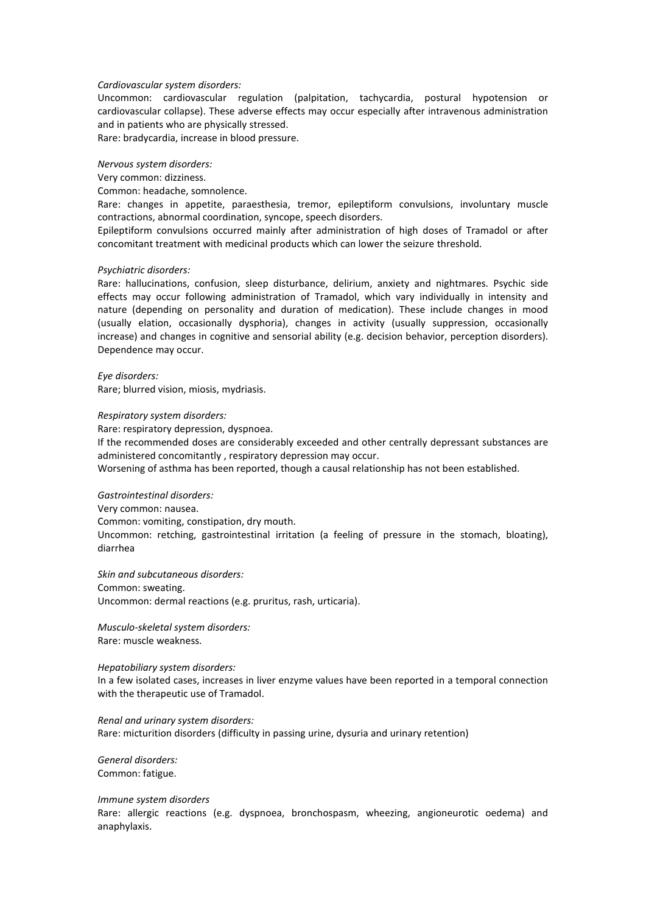*Cardiovascular system disorders:*

Uncommon: cardiovascular regulation (palpitation, tachycardia, postural hypotension or cardiovascular collapse). These adverse effects may occur especially after intravenous administration and in patients who are physically stressed.

Rare: bradycardia, increase in blood pressure.

*Nervous system disorders:*

Very common: dizziness.

Common: headache, somnolence.

Rare: changes in appetite, paraesthesia, tremor, epileptiform convulsions, involuntary muscle contractions, abnormal coordination, syncope, speech disorders.

Epileptiform convulsions occurred mainly after administration of high doses of Tramadol or after concomitant treatment with medicinal products which can lower the seizure threshold.

*Psychiatric disorders:*

Rare: hallucinations, confusion, sleep disturbance, delirium, anxiety and nightmares. Psychic side effects may occur following administration of Tramadol, which vary individually in intensity and nature (depending on personality and duration of medication). These include changes in mood (usually elation, occasionally dysphoria), changes in activity (usually suppression, occasionally increase) and changes in cognitive and sensorial ability (e.g. decision behavior, perception disorders). Dependence may occur.

*Eye disorders:*

Rare; blurred vision, miosis, mydriasis.

*Respiratory system disorders:*

Rare: respiratory depression, dyspnoea.

If the recommended doses are considerably exceeded and other centrally depressant substances are administered concomitantly , respiratory depression may occur.

Worsening of asthma has been reported, though a causal relationship has not been established.

*Gastrointestinal disorders:*

Very common: nausea.

Common: vomiting, constipation, dry mouth.

Uncommon: retching, gastrointestinal irritation (a feeling of pressure in the stomach, bloating), diarrhea

*Skin and subcutaneous disorders:*

Common: sweating.

Uncommon: dermal reactions (e.g. pruritus, rash, urticaria).

*Musculo-skeletal system disorders:*

Rare: muscle weakness.

*Hepatobiliary system disorders:*

In a few isolated cases, increases in liver enzyme values have been reported in a temporal connection with the therapeutic use of Tramadol.

*Renal and urinary system disorders:*

Rare: micturition disorders (difficulty in passing urine, dysuria and urinary retention)

*General disorders:*

Common: fatigue.

*Immune system disorders*

Rare: allergic reactions (e.g. dyspnoea, bronchospasm, wheezing, angioneurotic oedema) and anaphylaxis.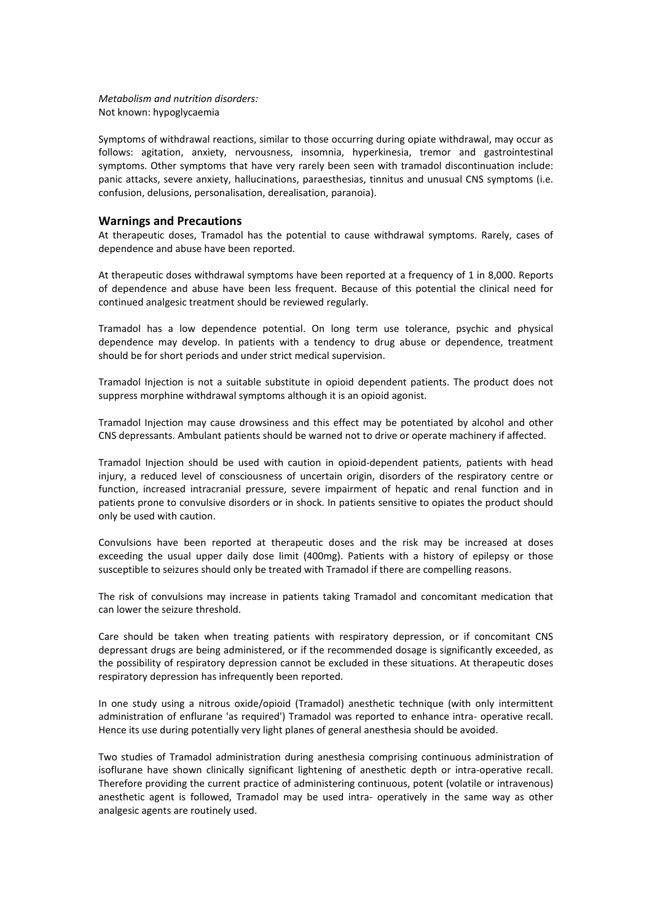*Metabolism and nutrition disorders:*
Not known: hypoglycaemia

Symptoms of withdrawal reactions, similar to those occurring during opiate withdrawal, may occur as follows: agitation, anxiety, nervousness, insomnia, hyperkinesia, tremor and gastrointestinal symptoms. Other symptoms that have very rarely been seen with tramadol discontinuation include: panic attacks, severe anxiety, hallucinations, paraesthesias, tinnitus and unusual CNS symptoms (i.e. confusion, delusions, personalisation, derealisation, paranoia).

## Warnings and Precautions

At therapeutic doses, Tramadol has the potential to cause withdrawal symptoms. Rarely, cases of dependence and abuse have been reported.

At therapeutic doses withdrawal symptoms have been reported at a frequency of 1 in 8,000. Reports of dependence and abuse have been less frequent. Because of this potential the clinical need for continued analgesic treatment should be reviewed regularly.

Tramadol has a low dependence potential. On long term use tolerance, psychic and physical dependence may develop. In patients with a tendency to drug abuse or dependence, treatment should be for short periods and under strict medical supervision.

Tramadol Injection is not a suitable substitute in opioid dependent patients. The product does not suppress morphine withdrawal symptoms although it is an opioid agonist.

Tramadol Injection may cause drowsiness and this effect may be potentiated by alcohol and other CNS depressants. Ambulant patients should be warned not to drive or operate machinery if affected.

Tramadol Injection should be used with caution in opioid-dependent patients, patients with head injury, a reduced level of consciousness of uncertain origin, disorders of the respiratory centre or function, increased intracranial pressure, severe impairment of hepatic and renal function and in patients prone to convulsive disorders or in shock. In patients sensitive to opiates the product should only be used with caution.

Convulsions have been reported at therapeutic doses and the risk may be increased at doses exceeding the usual upper daily dose limit (400mg). Patients with a history of epilepsy or those susceptible to seizures should only be treated with Tramadol if there are compelling reasons.

The risk of convulsions may increase in patients taking Tramadol and concomitant medication that can lower the seizure threshold.

Care should be taken when treating patients with respiratory depression, or if concomitant CNS depressant drugs are being administered, or if the recommended dosage is significantly exceeded, as the possibility of respiratory depression cannot be excluded in these situations. At therapeutic doses respiratory depression has infrequently been reported.

In one study using a nitrous oxide/opioid (Tramadol) anesthetic technique (with only intermittent administration of enflurane 'as required') Tramadol was reported to enhance intra- operative recall. Hence its use during potentially very light planes of general anesthesia should be avoided.

Two studies of Tramadol administration during anesthesia comprising continuous administration of isoflurane have shown clinically significant lightening of anesthetic depth or intra-operative recall. Therefore providing the current practice of administering continuous, potent (volatile or intravenous) anesthetic agent is followed, Tramadol may be used intra- operatively in the same way as other analgesic agents are routinely used.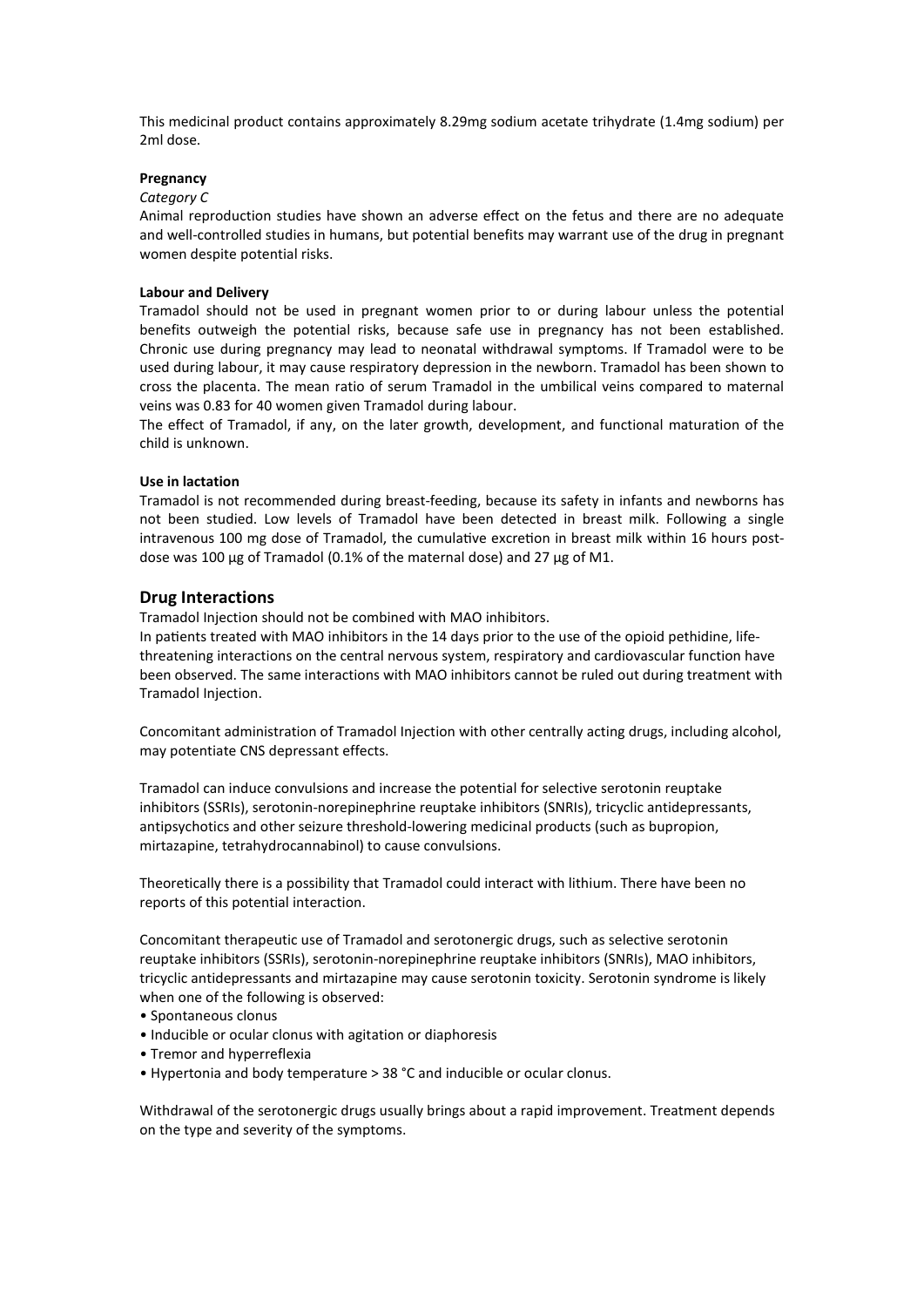This medicinal product contains approximately 8.29mg sodium acetate trihydrate (1.4mg sodium) per 2ml dose.

**Pregnancy**

*Category C*

Animal reproduction studies have shown an adverse effect on the fetus and there are no adequate and well-controlled studies in humans, but potential benefits may warrant use of the drug in pregnant women despite potential risks.

**Labour and Delivery**

Tramadol should not be used in pregnant women prior to or during labour unless the potential benefits outweigh the potential risks, because safe use in pregnancy has not been established. Chronic use during pregnancy may lead to neonatal withdrawal symptoms. If Tramadol were to be used during labour, it may cause respiratory depression in the newborn. Tramadol has been shown to cross the placenta. The mean ratio of serum Tramadol in the umbilical veins compared to maternal veins was 0.83 for 40 women given Tramadol during labour.

The effect of Tramadol, if any, on the later growth, development, and functional maturation of the child is unknown.

**Use in lactation**

Tramadol is not recommended during breast-feeding, because its safety in infants and newborns has not been studied. Low levels of Tramadol have been detected in breast milk. Following a single intravenous 100 mg dose of Tramadol, the cumulative excretion in breast milk within 16 hours post-dose was 100 µg of Tramadol (0.1% of the maternal dose) and 27 µg of M1.

## Drug Interactions

Tramadol Injection should not be combined with MAO inhibitors.

In patients treated with MAO inhibitors in the 14 days prior to the use of the opioid pethidine, life-threatening interactions on the central nervous system, respiratory and cardiovascular function have been observed. The same interactions with MAO inhibitors cannot be ruled out during treatment with Tramadol Injection.

Concomitant administration of Tramadol Injection with other centrally acting drugs, including alcohol, may potentiate CNS depressant effects.

Tramadol can induce convulsions and increase the potential for selective serotonin reuptake inhibitors (SSRIs), serotonin-norepinephrine reuptake inhibitors (SNRIs), tricyclic antidepressants, antipsychotics and other seizure threshold-lowering medicinal products (such as bupropion, mirtazapine, tetrahydrocannabinol) to cause convulsions.

Theoretically there is a possibility that Tramadol could interact with lithium. There have been no reports of this potential interaction.

Concomitant therapeutic use of Tramadol and serotonergic drugs, such as selective serotonin reuptake inhibitors (SSRIs), serotonin-norepinephrine reuptake inhibitors (SNRIs), MAO inhibitors, tricyclic antidepressants and mirtazapine may cause serotonin toxicity. Serotonin syndrome is likely when one of the following is observed:

- Spontaneous clonus
- Inducible or ocular clonus with agitation or diaphoresis
- Tremor and hyperreflexia
- Hypertonia and body temperature > 38 °C and inducible or ocular clonus.

Withdrawal of the serotonergic drugs usually brings about a rapid improvement. Treatment depends on the type and severity of the symptoms.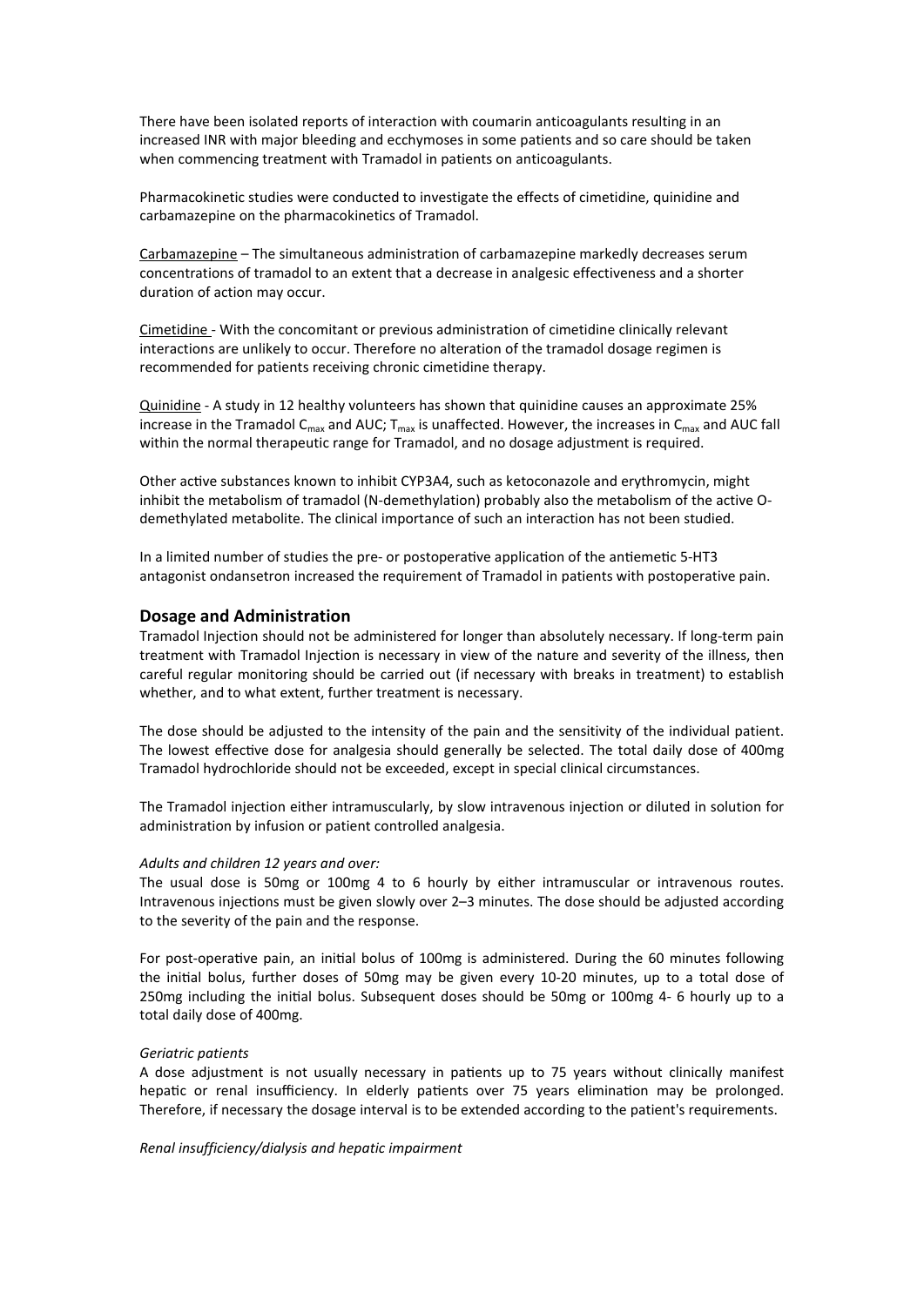There have been isolated reports of interaction with coumarin anticoagulants resulting in an increased INR with major bleeding and ecchymoses in some patients and so care should be taken when commencing treatment with Tramadol in patients on anticoagulants.

Pharmacokinetic studies were conducted to investigate the effects of cimetidine, quinidine and carbamazepine on the pharmacokinetics of Tramadol.

<u>Carbamazepine</u> – The simultaneous administration of carbamazepine markedly decreases serum concentrations of tramadol to an extent that a decrease in analgesic effectiveness and a shorter duration of action may occur.

<u>Cimetidine</u> - With the concomitant or previous administration of cimetidine clinically relevant interactions are unlikely to occur. Therefore no alteration of the tramadol dosage regimen is recommended for patients receiving chronic cimetidine therapy.

<u>Quinidine</u> - A study in 12 healthy volunteers has shown that quinidine causes an approximate 25% increase in the Tramadol $C_{max}$ and AUC; $T_{max}$ is unaffected. However, the increases in $C_{max}$ and AUC fall within the normal therapeutic range for Tramadol, and no dosage adjustment is required.

Other active substances known to inhibit CYP3A4, such as ketoconazole and erythromycin, might inhibit the metabolism of tramadol (N-demethylation) probably also the metabolism of the active O-demethylated metabolite. The clinical importance of such an interaction has not been studied.

In a limited number of studies the pre- or postoperative application of the antiemetic 5-HT3 antagonist ondansetron increased the requirement of Tramadol in patients with postoperative pain.

## Dosage and Administration

Tramadol Injection should not be administered for longer than absolutely necessary. If long-term pain treatment with Tramadol Injection is necessary in view of the nature and severity of the illness, then careful regular monitoring should be carried out (if necessary with breaks in treatment) to establish whether, and to what extent, further treatment is necessary.

The dose should be adjusted to the intensity of the pain and the sensitivity of the individual patient. The lowest effective dose for analgesia should generally be selected. The total daily dose of 400mg Tramadol hydrochloride should not be exceeded, except in special clinical circumstances.

The Tramadol injection either intramuscularly, by slow intravenous injection or diluted in solution for administration by infusion or patient controlled analgesia.

*Adults and children 12 years and over:*

The usual dose is 50mg or 100mg 4 to 6 hourly by either intramuscular or intravenous routes. Intravenous injections must be given slowly over 2–3 minutes. The dose should be adjusted according to the severity of the pain and the response.

For post-operative pain, an initial bolus of 100mg is administered. During the 60 minutes following the initial bolus, further doses of 50mg may be given every 10-20 minutes, up to a total dose of 250mg including the initial bolus. Subsequent doses should be 50mg or 100mg 4- 6 hourly up to a total daily dose of 400mg.

*Geriatric patients*

A dose adjustment is not usually necessary in patients up to 75 years without clinically manifest hepatic or renal insufficiency. In elderly patients over 75 years elimination may be prolonged. Therefore, if necessary the dosage interval is to be extended according to the patient's requirements.

*Renal insufficiency/dialysis and hepatic impairment*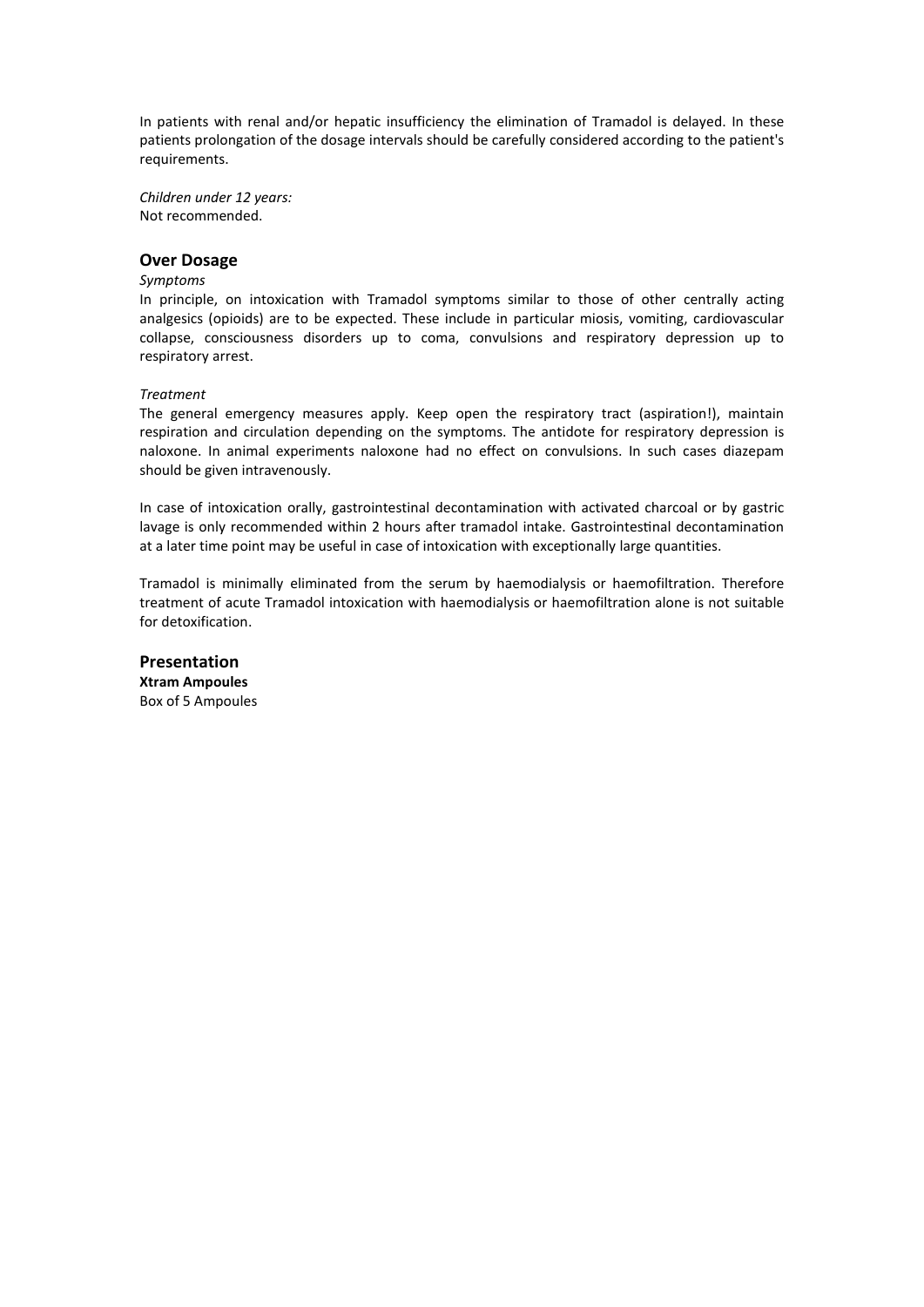In patients with renal and/or hepatic insufficiency the elimination of Tramadol is delayed. In these patients prolongation of the dosage intervals should be carefully considered according to the patient's requirements.

*Children under 12 years:*
Not recommended.

## Over Dosage

*Symptoms*

In principle, on intoxication with Tramadol symptoms similar to those of other centrally acting analgesics (opioids) are to be expected. These include in particular miosis, vomiting, cardiovascular collapse, consciousness disorders up to coma, convulsions and respiratory depression up to respiratory arrest.

*Treatment*

The general emergency measures apply. Keep open the respiratory tract (aspiration!), maintain respiration and circulation depending on the symptoms. The antidote for respiratory depression is naloxone. In animal experiments naloxone had no effect on convulsions. In such cases diazepam should be given intravenously.

In case of intoxication orally, gastrointestinal decontamination with activated charcoal or by gastric lavage is only recommended within 2 hours after tramadol intake. Gastrointestinal decontamination at a later time point may be useful in case of intoxication with exceptionally large quantities.

Tramadol is minimally eliminated from the serum by haemodialysis or haemofiltration. Therefore treatment of acute Tramadol intoxication with haemodialysis or haemofiltration alone is not suitable for detoxification.

## Presentation

**Xtram Ampoules**
Box of 5 Ampoules